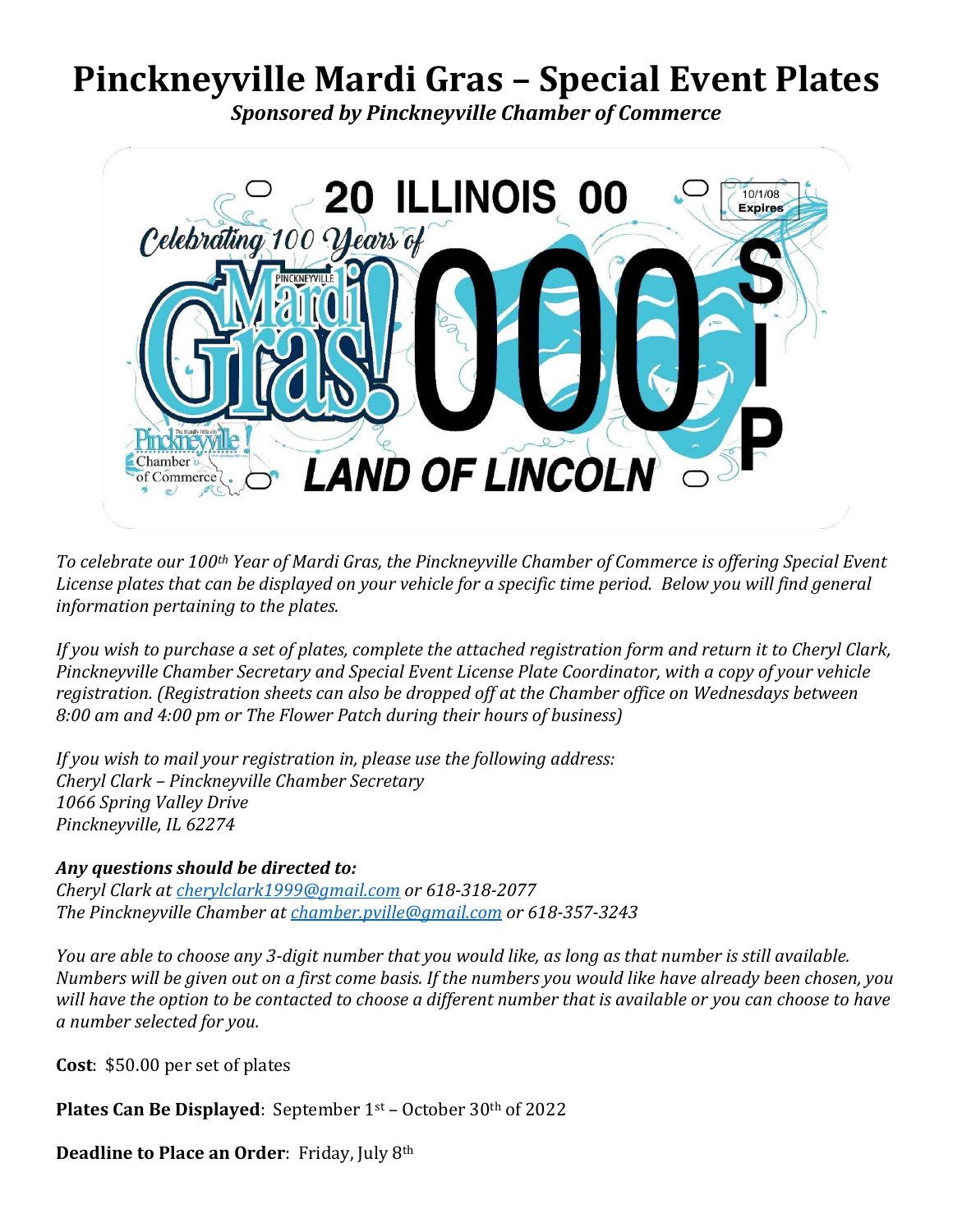# Pinckneyville Mardi Gras – Special Event Plates

***Sponsored by Pinckneyville Chamber of Commerce***

*To celebrate our 100th Year of Mardi Gras, the Pinckneyville Chamber of Commerce is offering Special Event License plates that can be displayed on your vehicle for a specific time period. Below you will find general information pertaining to the plates.*

*If you wish to purchase a set of plates, complete the attached registration form and return it to Cheryl Clark, Pinckneyville Chamber Secretary and Special Event License Plate Coordinator, with a copy of your vehicle registration. (Registration sheets can also be dropped off at the Chamber office on Wednesdays between 8:00 am and 4:00 pm or The Flower Patch during their hours of business)*

*If you wish to mail your registration in, please use the following address:*
*Cheryl Clark – Pinckneyville Chamber Secretary*
*1066 Spring Valley Drive*
*Pinckneyville, IL 62274*

***Any questions should be directed to:***
*Cheryl Clark at [cherylclark1999@gmail.com](mailto:cherylclark1999@gmail.com) or 618-318-2077*
*The Pinckneyville Chamber at [chamber.pville@gmail.com](mailto:chamber.pville@gmail.com) or 618-357-3243*

*You are able to choose any 3-digit number that you would like, as long as that number is still available. Numbers will be given out on a first come basis. If the numbers you would like have already been chosen, you will have the option to be contacted to choose a different number that is available or you can choose to have a number selected for you.*

**Cost**: $50.00 per set of plates

**Plates Can Be Displayed**: September 1st – October 30th of 2022

**Deadline to Place an Order**: Friday, July 8th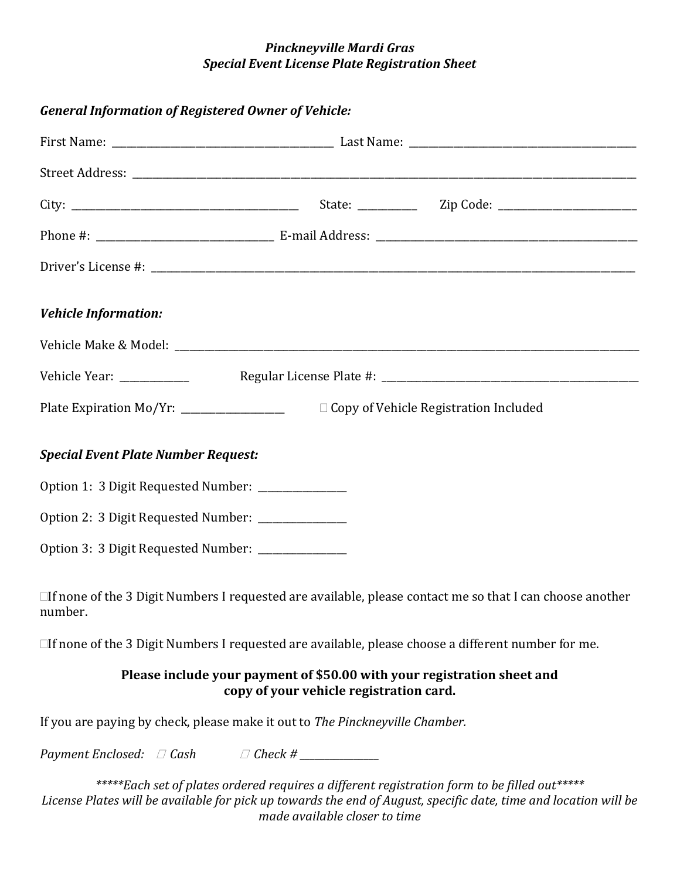*Pinckneyville Mardi Gras*
*Special Event License Plate Registration Sheet*

***General Information of Registered Owner of Vehicle:***

First Name: _____________________________________________ Last Name: ______________________________________________

Street Address: ________________________________________________________________________________________________________

City: _______________________________________________ State: ___________ Zip Code: ___________________________

Phone #: ___________________________________ E-mail Address: ______________________________________________________

Driver's License #: _____________________________________________________________________________________________________

***Vehicle Information:***

Vehicle Make & Model: __________________________________________________________________________________________________

Vehicle Year: ______________ Regular License Plate #: _____________________________________________________

Plate Expiration Mo/Yr: _____________________ ☐ Copy of Vehicle Registration Included

***Special Event Plate Number Request:***

Option 1: 3 Digit Requested Number: __________________

Option 2: 3 Digit Requested Number: __________________

Option 3: 3 Digit Requested Number: __________________

☐If none of the 3 Digit Numbers I requested are available, please contact me so that I can choose another number.

☐If none of the 3 Digit Numbers I requested are available, please choose a different number for me.

**Please include your payment of $50.00 with your registration sheet and copy of your vehicle registration card.**

If you are paying by check, please make it out to *The Pinckneyville Chamber.*

*Payment Enclosed:* ☐ *Cash* ☐ *Check #* ________________

*\*\*\*\*\*Each set of plates ordered requires a different registration form to be filled out\*\*\*\*\**
*License Plates will be available for pick up towards the end of August, specific date, time and location will be made available closer to time*